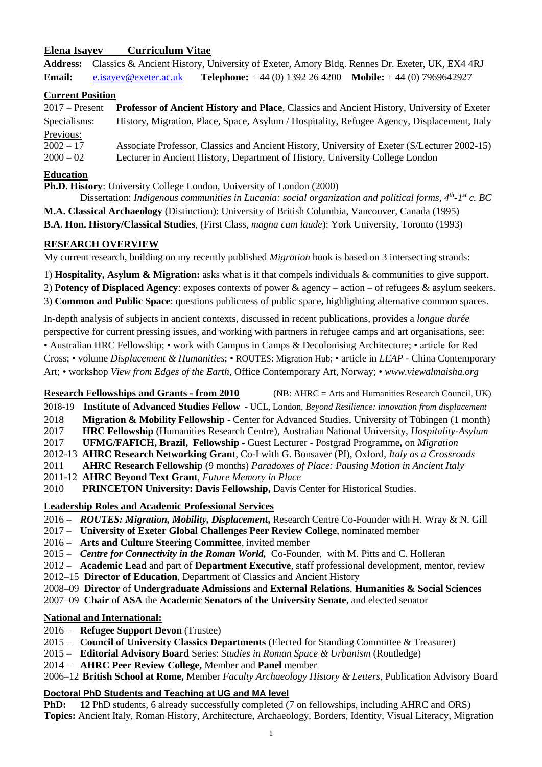# Elena Isayev Curriculum Vitae

**Address:** Classics & Ancient History, University of Exeter, Amory Bldg. Rennes Dr. Exeter, UK, EX4 4RJ
**Email:** e.isayev@exeter.ac.uk **Telephone:** + 44 (0) 1392 26 4200 **Mobile:** + 44 (0) 7969642927

## Current Position

2017 – Present **Professor of Ancient History and Place**, Classics and Ancient History, University of Exeter
Specialisms: History, Migration, Place, Space, Asylum / Hospitality, Refugee Agency, Displacement, Italy

Previous:
2002 – 17 Associate Professor, Classics and Ancient History, University of Exeter (S/Lecturer 2002-15)
2000 – 02 Lecturer in Ancient History, Department of History, University College London

## Education

**Ph.D. History**: University College London, University of London (2000)
Dissertation: *Indigenous communities in Lucania: social organization and political forms, 4th-1st c. BC*
**M.A. Classical Archaeology** (Distinction): University of British Columbia, Vancouver, Canada (1995)
**B.A. Hon. History/Classical Studies**, (First Class, *magna cum laude*): York University, Toronto (1993)

## RESEARCH OVERVIEW

My current research, building on my recently published *Migration* book is based on 3 intersecting strands:

1) **Hospitality, Asylum & Migration:** asks what is it that compels individuals & communities to give support.
2) **Potency of Displaced Agency**: exposes contexts of power & agency – action – of refugees & asylum seekers.
3) **Common and Public Space**: questions publicness of public space, highlighting alternative common spaces.

In-depth analysis of subjects in ancient contexts, discussed in recent publications, provides a *longue durée* perspective for current pressing issues, and working with partners in refugee camps and art organisations, see: • Australian HRC Fellowship; • work with Campus in Camps & Decolonising Architecture; • article for Red Cross; • volume *Displacement & Humanities*; • ROUTES: Migration Hub; • article in *LEAP* - China Contemporary Art; • workshop *View from Edges of the Earth*, Office Contemporary Art, Norway; • *www.viewalmaisha.org*

## Research Fellowships and Grants - from 2010

(NB: AHRC = Arts and Humanities Research Council, UK)

- 2018-19 **Institute of Advanced Studies Fellow** - UCL, London, *Beyond Resilience: innovation from displacement*
- 2018 **Migration & Mobility Fellowship** - Center for Advanced Studies, University of Tübingen (1 month)
- 2017 **HRC Fellowship** (Humanities Research Centre), Australian National University, *Hospitality-Asylum*
- 2017 **UFMG/FAFICH, Brazil, Fellowship** - Guest Lecturer - Postgrad Programme**,** on *Migration*
- 2012-13 **AHRC Research Networking Grant**, Co-I with G. Bonsaver (PI), Oxford, *Italy as a Crossroads*
- 2011 **AHRC Research Fellowship** (9 months) *Paradoxes of Place: Pausing Motion in Ancient Italy*
- 2011-12 **AHRC Beyond Text Grant**, *Future Memory in Place*
- 2010 **PRINCETON University: Davis Fellowship,** Davis Center for Historical Studies.

## Leadership Roles and Academic Professional Services

- 2016 – ***ROUTES: Migration, Mobility, Displacement***, Research Centre Co-Founder with H. Wray & N. Gill
- 2017 – **University of Exeter Global Challenges Peer Review College**, nominated member
- 2016 – **Arts and Culture Steering Committee**, invited member
- 2015 – ***Centre for Connectivity in the Roman World,*** Co-Founder, with M. Pitts and C. Holleran
- 2012 – **Academic Lead** and part of **Department Executive**, staff professional development, mentor, review
- 2012–15 **Director of Education**, Department of Classics and Ancient History
- 2008–09 **Director** of **Undergraduate Admissions** and **External Relations**, **Humanities & Social Sciences**
- 2007–09 **Chair** of **ASA** the **Academic Senators of the University Senate**, and elected senator

## National and International:

- 2016 – **Refugee Support Devon** (Trustee)
- 2015 – **Council of University Classics Departments** (Elected for Standing Committee & Treasurer)
- 2015 – **Editorial Advisory Board** Series: *Studies in Roman Space & Urbanism* (Routledge)
- 2014 – **AHRC Peer Review College,** Member and **Panel** member
- 2006–12 **British School at Rome,** Member *Faculty Archaeology History & Letters*, Publication Advisory Board

## Doctoral PhD Students and Teaching at UG and MA level

**PhD:** **12** PhD students, 6 already successfully completed (7 on fellowships, including AHRC and ORS)
**Topics:** Ancient Italy, Roman History, Architecture, Archaeology, Borders, Identity, Visual Literacy, Migration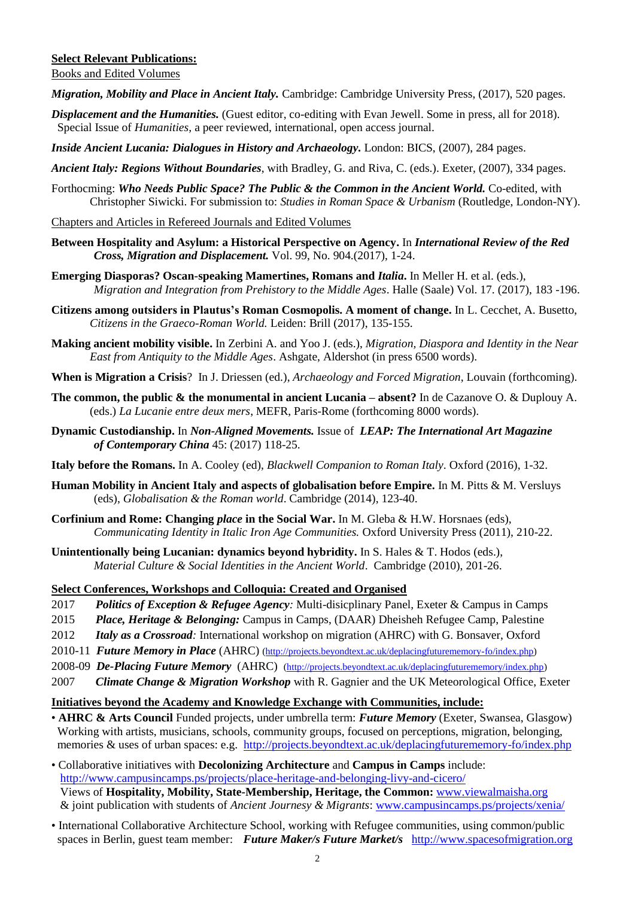**Select Relevant Publications:**

Books and Edited Volumes

***Migration, Mobility and Place in Ancient Italy.*** Cambridge: Cambridge University Press, (2017), 520 pages.

***Displacement and the Humanities.*** (Guest editor, co-editing with Evan Jewell. Some in press, all for 2018). Special Issue of *Humanities*, a peer reviewed, international, open access journal.

***Inside Ancient Lucania: Dialogues in History and Archaeology.*** London: BICS, (2007), 284 pages.

***Ancient Italy: Regions Without Boundaries***, with Bradley, G. and Riva, C. (eds.). Exeter, (2007), 334 pages.

Forthocming: ***Who Needs Public Space? The Public & the Common in the Ancient World.*** Co-edited, with Christopher Siwicki. For submission to: *Studies in Roman Space & Urbanism* (Routledge, London-NY).

Chapters and Articles in Refereed Journals and Edited Volumes

**Between Hospitality and Asylum: a Historical Perspective on Agency.** In ***International Review of the Red Cross, Migration and Displacement.*** Vol. 99, No. 904.(2017), 1-24.

**Emerging Diasporas? Oscan-speaking Mamertines, Romans and *Italia*.** In Meller H. et al. (eds.), *Migration and Integration from Prehistory to the Middle Ages*. Halle (Saale) Vol. 17. (2017), 183 -196.

**Citizens among outsiders in Plautus's Roman Cosmopolis. A moment of change.** In L. Cecchet, A. Busetto, *Citizens in the Graeco-Roman World.* Leiden: Brill (2017), 135-155.

**Making ancient mobility visible.** In Zerbini A. and Yoo J. (eds.), *Migration, Diaspora and Identity in the Near East from Antiquity to the Middle Ages*. Ashgate, Aldershot (in press 6500 words).

**When is Migration a Crisis**? In J. Driessen (ed.), *Archaeology and Forced Migration*, Louvain (forthcoming).

**The common, the public & the monumental in ancient Lucania – absent?** In de Cazanove O. & Duplouy A. (eds.) *La Lucanie entre deux mers*, MEFR, Paris-Rome (forthcoming 8000 words).

**Dynamic Custodianship.** In ***Non-Aligned Movements.*** Issue of ***LEAP: The International Art Magazine of Contemporary China*** 45: (2017) 118-25.

**Italy before the Romans.** In A. Cooley (ed), *Blackwell Companion to Roman Italy*. Oxford (2016), 1-32.

**Human Mobility in Ancient Italy and aspects of globalisation before Empire.** In M. Pitts & M. Versluys (eds), *Globalisation & the Roman world*. Cambridge (2014), 123-40.

**Corfinium and Rome: Changing *place* in the Social War.** In M. Gleba & H.W. Horsnaes (eds), *Communicating Identity in Italic Iron Age Communities.* Oxford University Press (2011), 210-22.

**Unintentionally being Lucanian: dynamics beyond hybridity.** In S. Hales & T. Hodos (eds.), *Material Culture & Social Identities in the Ancient World*. Cambridge (2010), 201-26.

**Select Conferences, Workshops and Colloquia: Created and Organised**

2017 ***Politics of Exception & Refugee Agency**:* Multi-disicplinary Panel, Exeter & Campus in Camps

2015 ***Place, Heritage & Belonging:*** Campus in Camps, (DAAR) Dheisheh Refugee Camp, Palestine

2012 ***Italy as a Crossroad**:* International workshop on migration (AHRC) with G. Bonsaver, Oxford

2010-11 ***Future Memory in Place*** (AHRC) (http://projects.beyondtext.ac.uk/deplacingfuturememory-fo/index.php)

2008-09 ***De-Placing Future Memory*** (AHRC) (http://projects.beyondtext.ac.uk/deplacingfuturememory/index.php)

2007 ***Climate Change & Migration Workshop*** with R. Gagnier and the UK Meteorological Office, Exeter

**Initiatives beyond the Academy and Knowledge Exchange with Communities, include:**

- **AHRC & Arts Council** Funded projects, under umbrella term: ***Future Memory*** (Exeter, Swansea, Glasgow) Working with artists, musicians, schools, community groups, focused on perceptions, migration, belonging, memories & uses of urban spaces: e.g. http://projects.beyondtext.ac.uk/deplacingfuturememory-fo/index.php
- Collaborative initiatives with **Decolonizing Architecture** and **Campus in Camps** include: http://www.campusincamps.ps/projects/place-heritage-and-belonging-livy-and-cicero/
  Views of **Hospitality, Mobility, State-Membership, Heritage, the Common:** www.viewalmaisha.org
  & joint publication with students of *Ancient Journey & Migrants*: www.campusincamps.ps/projects/xenia/
- International Collaborative Architecture School, working with Refugee communities, using common/public spaces in Berlin, guest team member: ***Future Maker/s Future Market/s*** http://www.spacesofmigration.org